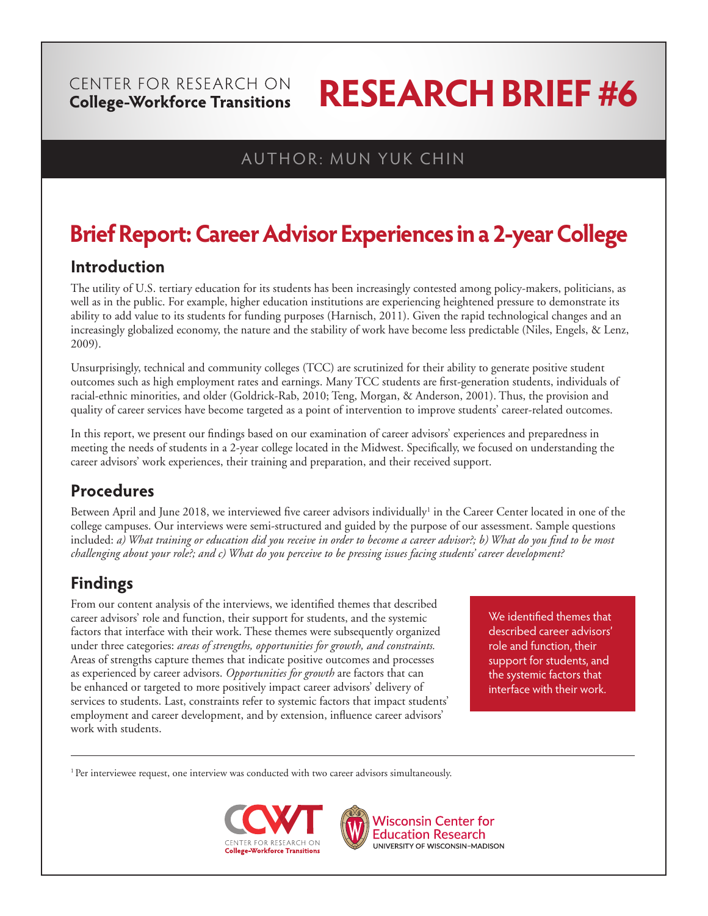CENTER FOR RESEARCH ON
**College-Workforce Transitions**

# RESEARCH BRIEF #6

AUTHOR: MUN YUK CHIN

# Brief Report: Career Advisor Experiences in a 2-year College

## Introduction

The utility of U.S. tertiary education for its students has been increasingly contested among policy-makers, politicians, as well as in the public. For example, higher education institutions are experiencing heightened pressure to demonstrate its ability to add value to its students for funding purposes (Harnisch, 2011). Given the rapid technological changes and an increasingly globalized economy, the nature and the stability of work have become less predictable (Niles, Engels, & Lenz, 2009).

Unsurprisingly, technical and community colleges (TCC) are scrutinized for their ability to generate positive student outcomes such as high employment rates and earnings. Many TCC students are first-generation students, individuals of racial-ethnic minorities, and older (Goldrick-Rab, 2010; Teng, Morgan, & Anderson, 2001). Thus, the provision and quality of career services have become targeted as a point of intervention to improve students' career-related outcomes.

In this report, we present our findings based on our examination of career advisors' experiences and preparedness in meeting the needs of students in a 2-year college located in the Midwest. Specifically, we focused on understanding the career advisors' work experiences, their training and preparation, and their received support.

## Procedures

Between April and June 2018, we interviewed five career advisors individually[1] in the Career Center located in one of the college campuses. Our interviews were semi-structured and guided by the purpose of our assessment. Sample questions included: *a) What training or education did you receive in order to become a career advisor?; b) What do you find to be most challenging about your role?; and c) What do you perceive to be pressing issues facing students' career development?*

## Findings

From our content analysis of the interviews, we identified themes that described career advisors' role and function, their support for students, and the systemic factors that interface with their work. These themes were subsequently organized under three categories: *areas of strengths, opportunities for growth, and constraints.* Areas of strengths capture themes that indicate positive outcomes and processes as experienced by career advisors. *Opportunities for growth* are factors that can be enhanced or targeted to more positively impact career advisors' delivery of services to students. Last, constraints refer to systemic factors that impact students' employment and career development, and by extension, influence career advisors' work with students.

> We identified themes that described career advisors' role and function, their support for students, and the systemic factors that interface with their work.

[1] Per interviewee request, one interview was conducted with two career advisors simultaneously.

CCWT CENTER FOR RESEARCH ON College-Workforce Transitions

Wisconsin Center for Education Research
UNIVERSITY OF WISCONSIN–MADISON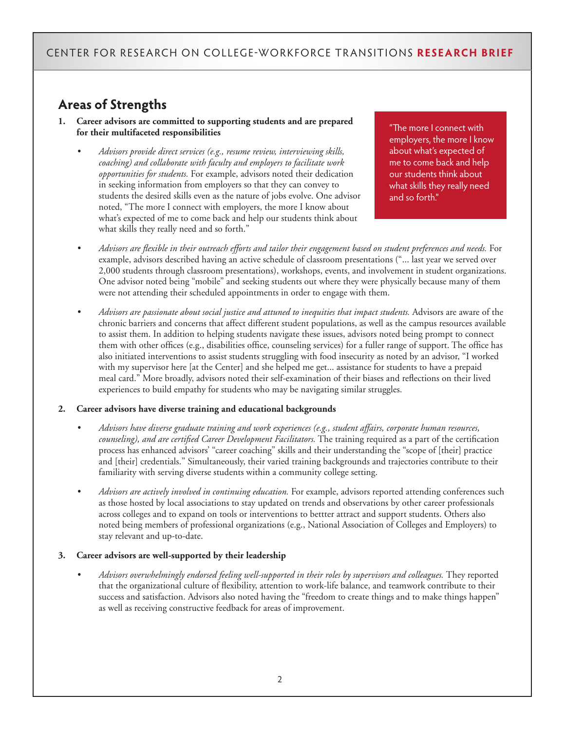## Areas of Strengths

1. **Career advisors are committed to supporting students and are prepared for their multifaceted responsibilities**

    - *Advisors provide direct services (e.g., resume review, interviewing skills, coaching) and collaborate with faculty and employers to facilitate work opportunities for students.* For example, advisors noted their dedication in seeking information from employers so that they can convey to students the desired skills even as the nature of jobs evolve. One advisor noted, "The more I connect with employers, the more I know about what's expected of me to come back and help our students think about what skills they really need and so forth."

> "The more I connect with employers, the more I know about what's expected of me to come back and help our students think about what skills they really need and so forth."

    - *Advisors are flexible in their outreach efforts and tailor their engagement based on student preferences and needs.* For example, advisors described having an active schedule of classroom presentations ("... last year we served over 2,000 students through classroom presentations), workshops, events, and involvement in student organizations. One advisor noted being "mobile" and seeking students out where they were physically because many of them were not attending their scheduled appointments in order to engage with them.

    - *Advisors are passionate about social justice and attuned to inequities that impact students.* Advisors are aware of the chronic barriers and concerns that affect different student populations, as well as the campus resources available to assist them. In addition to helping students navigate these issues, advisors noted being prompt to connect them with other offices (e.g., disabilities office, counseling services) for a fuller range of support. The office has also initiated interventions to assist students struggling with food insecurity as noted by an advisor, "I worked with my supervisor here [at the Center] and she helped me get... assistance for students to have a prepaid meal card." More broadly, advisors noted their self-examination of their biases and reflections on their lived experiences to build empathy for students who may be navigating similar struggles.

2. **Career advisors have diverse training and educational backgrounds**

    - *Advisors have diverse graduate training and work experiences (e.g., student affairs, corporate human resources, counseling), and are certified Career Development Facilitators.* The training required as a part of the certification process has enhanced advisors' "career coaching" skills and their understanding the "scope of [their] practice and [their] credentials." Simultaneously, their varied training backgrounds and trajectories contribute to their familiarity with serving diverse students within a community college setting.

    - *Advisors are actively involved in continuing education.* For example, advisors reported attending conferences such as those hosted by local associations to stay updated on trends and observations by other career professionals across colleges and to expand on tools or interventions to bettter attract and support students. Others also noted being members of professional organizations (e.g., National Association of Colleges and Employers) to stay relevant and up-to-date.

3. **Career advisors are well-supported by their leadership**

    - *Advisors overwhelmingly endorsed feeling well-supported in their roles by supervisors and colleagues.* They reported that the organizational culture of flexibility, attention to work-life balance, and teamwork contribute to their success and satisfaction. Advisors also noted having the "freedom to create things and to make things happen" as well as receiving constructive feedback for areas of improvement.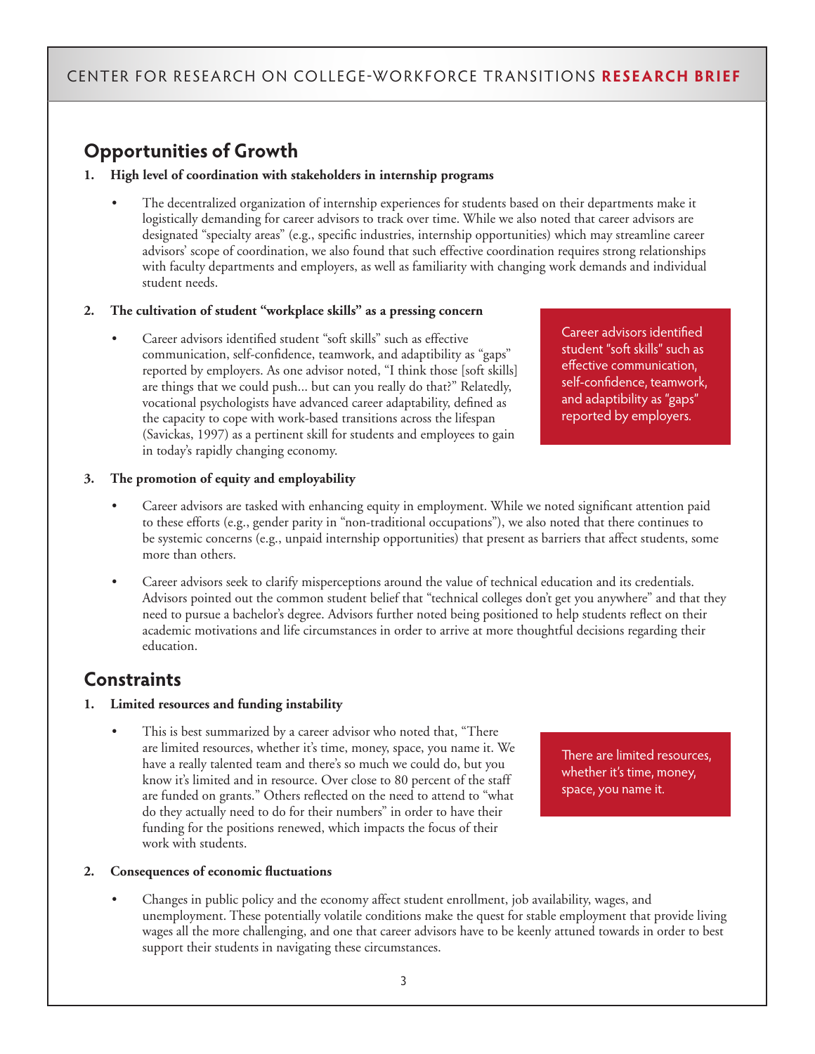## Opportunities of Growth

1. **High level of coordination with stakeholders in internship programs**

   - The decentralized organization of internship experiences for students based on their departments make it logistically demanding for career advisors to track over time. While we also noted that career advisors are designated "specialty areas" (e.g., specific industries, internship opportunities) which may streamline career advisors' scope of coordination, we also found that such effective coordination requires strong relationships with faculty departments and employers, as well as familiarity with changing work demands and individual student needs.

2. **The cultivation of student "workplace skills" as a pressing concern**

   - Career advisors identified student "soft skills" such as effective communication, self-confidence, teamwork, and adaptibility as "gaps" reported by employers. As one advisor noted, "I think those [soft skills] are things that we could push... but can you really do that?" Relatedly, vocational psychologists have advanced career adaptability, defined as the capacity to cope with work-based transitions across the lifespan (Savickas, 1997) as a pertinent skill for students and employees to gain in today's rapidly changing economy.

> Career advisors identified student "soft skills" such as effective communication, self-confidence, teamwork, and adaptibility as "gaps" reported by employers.

3. **The promotion of equity and employability**

   - Career advisors are tasked with enhancing equity in employment. While we noted significant attention paid to these efforts (e.g., gender parity in "non-traditional occupations"), we also noted that there continues to be systemic concerns (e.g., unpaid internship opportunities) that present as barriers that affect students, some more than others.
   - Career advisors seek to clarify misperceptions around the value of technical education and its credentials. Advisors pointed out the common student belief that "technical colleges don't get you anywhere" and that they need to pursue a bachelor's degree. Advisors further noted being positioned to help students reflect on their academic motivations and life circumstances in order to arrive at more thoughtful decisions regarding their education.

## Constraints

1. **Limited resources and funding instability**

   - This is best summarized by a career advisor who noted that, "There are limited resources, whether it's time, money, space, you name it. We have a really talented team and there's so much we could do, but you know it's limited and in resource. Over close to 80 percent of the staff are funded on grants." Others reflected on the need to attend to "what do they actually need to do for their numbers" in order to have their funding for the positions renewed, which impacts the focus of their work with students.

> There are limited resources, whether it's time, money, space, you name it.

2. **Consequences of economic fluctuations**

   - Changes in public policy and the economy affect student enrollment, job availability, wages, and unemployment. These potentially volatile conditions make the quest for stable employment that provide living wages all the more challenging, and one that career advisors have to be keenly attuned towards in order to best support their students in navigating these circumstances.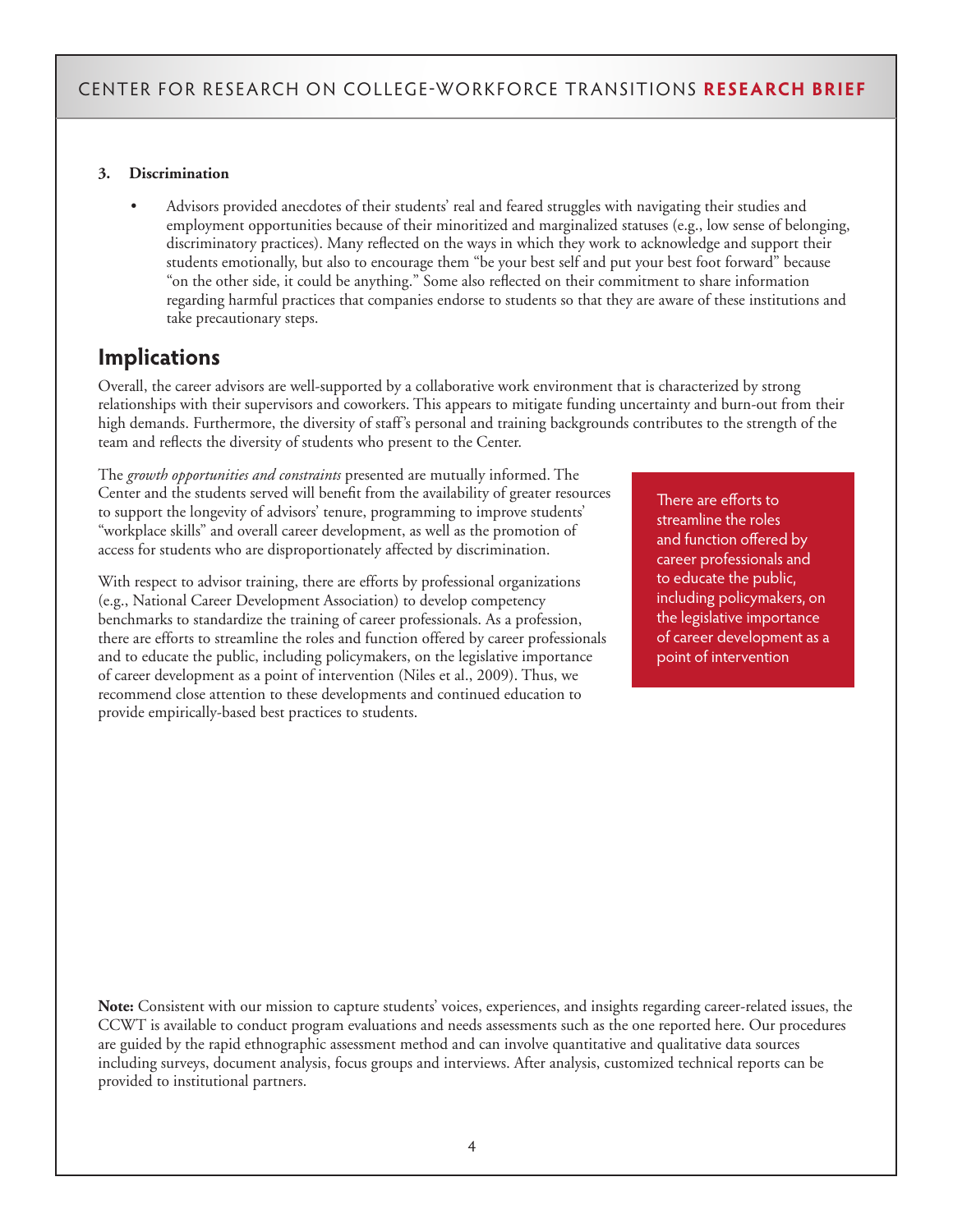**3. Discrimination**

- Advisors provided anecdotes of their students' real and feared struggles with navigating their studies and employment opportunities because of their minoritized and marginalized statuses (e.g., low sense of belonging, discriminatory practices). Many reflected on the ways in which they work to acknowledge and support their students emotionally, but also to encourage them "be your best self and put your best foot forward" because "on the other side, it could be anything." Some also reflected on their commitment to share information regarding harmful practices that companies endorse to students so that they are aware of these institutions and take precautionary steps.

## Implications

Overall, the career advisors are well-supported by a collaborative work environment that is characterized by strong relationships with their supervisors and coworkers. This appears to mitigate funding uncertainty and burn-out from their high demands. Furthermore, the diversity of staff's personal and training backgrounds contributes to the strength of the team and reflects the diversity of students who present to the Center.

The *growth opportunities and constraints* presented are mutually informed. The Center and the students served will benefit from the availability of greater resources to support the longevity of advisors' tenure, programming to improve students' "workplace skills" and overall career development, as well as the promotion of access for students who are disproportionately affected by discrimination.

With respect to advisor training, there are efforts by professional organizations (e.g., National Career Development Association) to develop competency benchmarks to standardize the training of career professionals. As a profession, there are efforts to streamline the roles and function offered by career professionals and to educate the public, including policymakers, on the legislative importance of career development as a point of intervention (Niles et al., 2009). Thus, we recommend close attention to these developments and continued education to provide empirically-based best practices to students.

> There are efforts to streamline the roles and function offered by career professionals and to educate the public, including policymakers, on the legislative importance of career development as a point of intervention

**Note:** Consistent with our mission to capture students' voices, experiences, and insights regarding career-related issues, the CCWT is available to conduct program evaluations and needs assessments such as the one reported here. Our procedures are guided by the rapid ethnographic assessment method and can involve quantitative and qualitative data sources including surveys, document analysis, focus groups and interviews. After analysis, customized technical reports can be provided to institutional partners.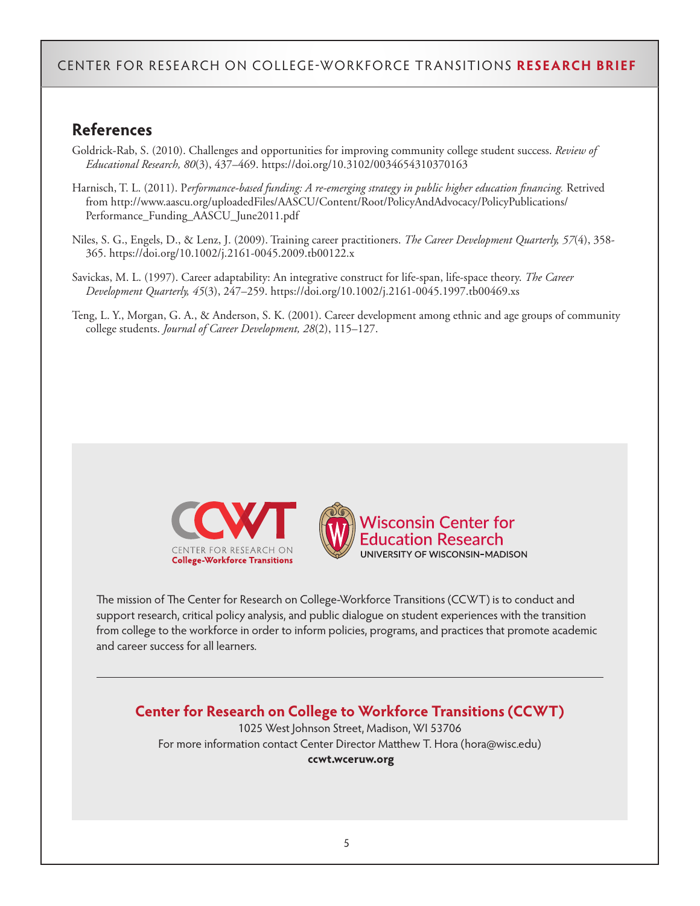## References

Goldrick-Rab, S. (2010). Challenges and opportunities for improving community college student success. *Review of Educational Research, 80*(3), 437–469. https://doi.org/10.3102/0034654310370163

Harnisch, T. L. (2011). P*erformance-based funding: A re-emerging strategy in public higher education financing.* Retrived from http://www.aascu.org/uploadedFiles/AASCU/Content/Root/PolicyAndAdvocacy/PolicyPublications/Performance_Funding_AASCU_June2011.pdf

Niles, S. G., Engels, D., & Lenz, J. (2009). Training career practitioners. *The Career Development Quarterly, 57*(4), 358-365. https://doi.org/10.1002/j.2161-0045.2009.tb00122.x

Savickas, M. L. (1997). Career adaptability: An integrative construct for life-span, life-space theory. *The Career Development Quarterly, 45*(3), 247–259. https://doi.org/10.1002/j.2161-0045.1997.tb00469.xs

Teng, L. Y., Morgan, G. A., & Anderson, S. K. (2001). Career development among ethnic and age groups of community college students. *Journal of Career Development, 28*(2), 115–127.

CCWT
CENTER FOR RESEARCH ON
**College-Workforce Transitions**

Wisconsin Center for Education Research
UNIVERSITY OF WISCONSIN–MADISON

The mission of The Center for Research on College-Workforce Transitions (CCWT) is to conduct and support research, critical policy analysis, and public dialogue on student experiences with the transition from college to the workforce in order to inform policies, programs, and practices that promote academic and career success for all learners.

---

**Center for Research on College to Workforce Transitions (CCWT)**

1025 West Johnson Street, Madison, WI 53706

For more information contact Center Director Matthew T. Hora (hora@wisc.edu)

**ccwt.wceruw.org**